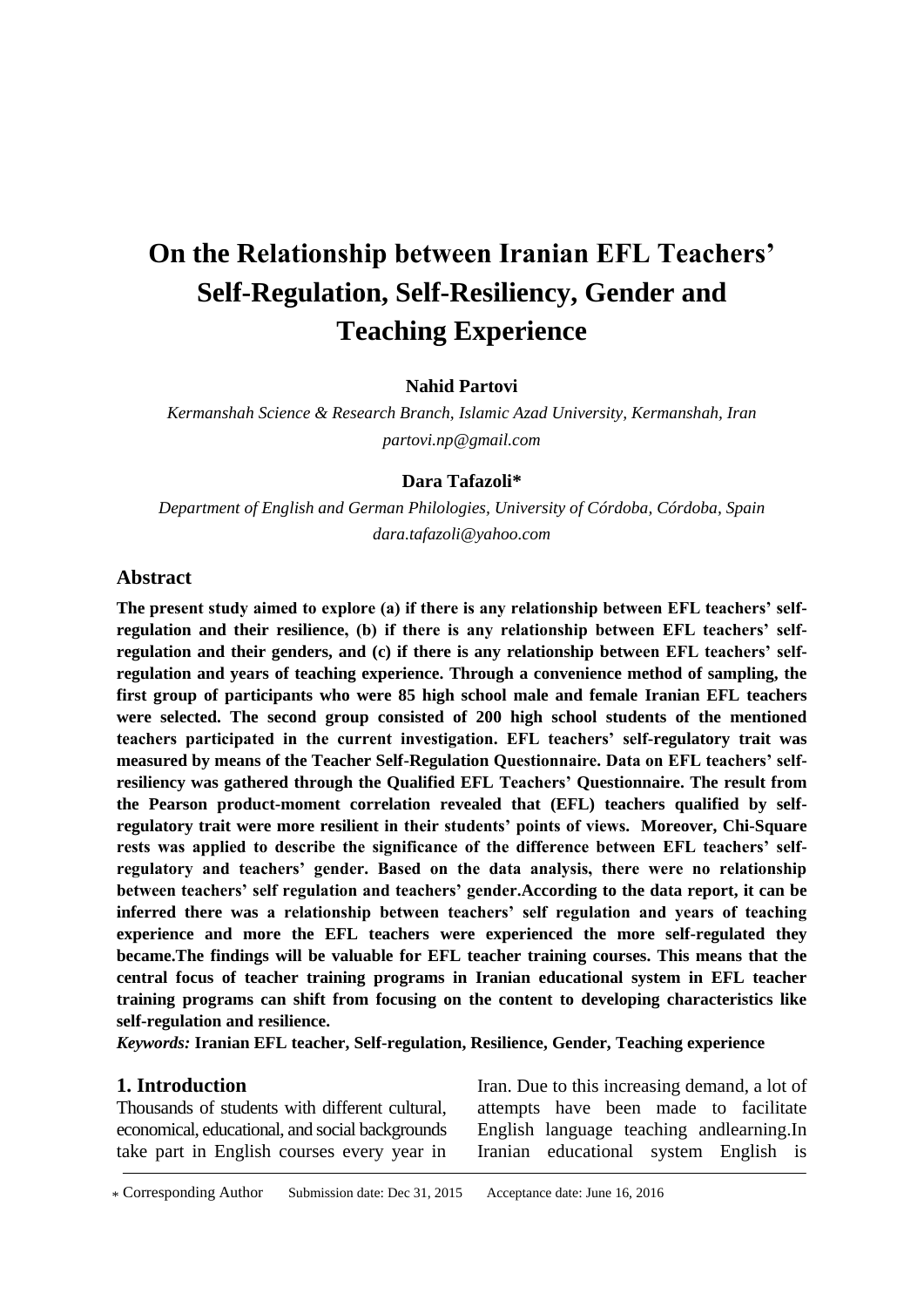# On the Relationship between Iranian EFL Teachers' Self-Regulation, Self-Resiliency, Gender and Teaching Experience

**Nahid Partovi**

*Kermanshah Science & Research Branch, Islamic Azad University, Kermanshah, Iran*
*partovi.np@gmail.com*

**Dara Tafazoli***

*Department of English and German Philologies, University of Córdoba, Córdoba, Spain*
*dara.tafazoli@yahoo.com*

## Abstract

**The present study aimed to explore (a) if there is any relationship between EFL teachers' self-regulation and their resilience, (b) if there is any relationship between EFL teachers' self-regulation and their genders, and (c) if there is any relationship between EFL teachers' self-regulation and years of teaching experience. Through a convenience method of sampling, the first group of participants who were 85 high school male and female Iranian EFL teachers were selected. The second group consisted of 200 high school students of the mentioned teachers participated in the current investigation. EFL teachers' self-regulatory trait was measured by means of the Teacher Self-Regulation Questionnaire. Data on EFL teachers' self-resiliency was gathered through the Qualified EFL Teachers' Questionnaire. The result from the Pearson product-moment correlation revealed that (EFL) teachers qualified by self-regulatory trait were more resilient in their students' points of views. Moreover, Chi-Square rests was applied to describe the significance of the difference between EFL teachers' self-regulatory and teachers' gender. Based on the data analysis, there were no relationship between teachers' self regulation and teachers' gender.According to the data report, it can be inferred there was a relationship between teachers' self regulation and years of teaching experience and more the EFL teachers were experienced the more self-regulated they became.The findings will be valuable for EFL teacher training courses. This means that the central focus of teacher training programs in Iranian educational system in EFL teacher training programs can shift from focusing on the content to developing characteristics like self-regulation and resilience.**

***Keywords:*** **Iranian EFL teacher, Self-regulation, Resilience, Gender, Teaching experience**

## 1. Introduction

Thousands of students with different cultural, economical, educational, and social backgrounds take part in English courses every year in Iran. Due to this increasing demand, a lot of attempts have been made to facilitate English language teaching andlearning.In Iranian educational system English is

* Corresponding Author  Submission date: Dec 31, 2015  Acceptance date: June 16, 2016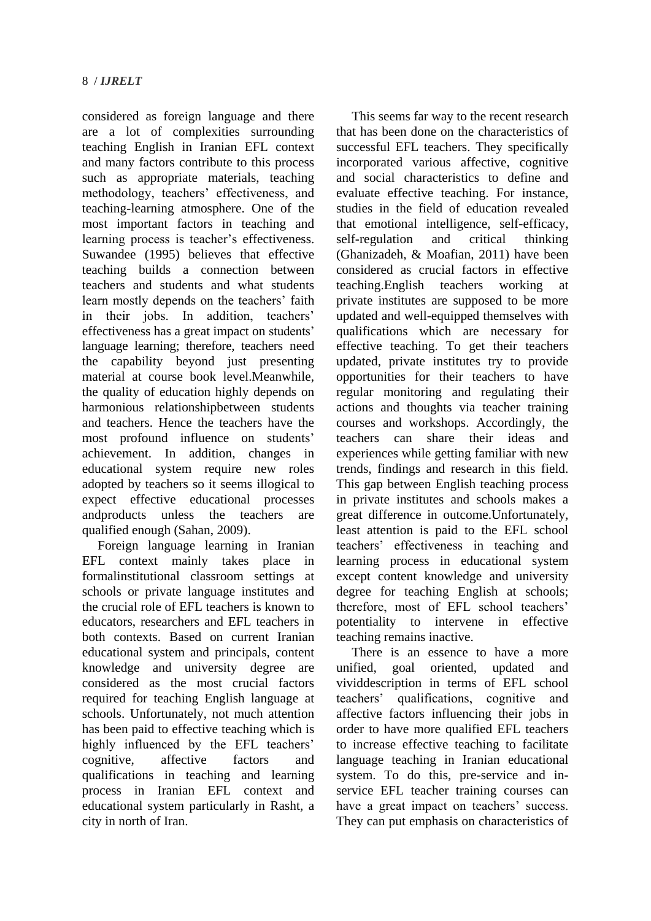considered as foreign language and there are a lot of complexities surrounding teaching English in Iranian EFL context and many factors contribute to this process such as appropriate materials, teaching methodology, teachers' effectiveness, and teaching-learning atmosphere. One of the most important factors in teaching and learning process is teacher's effectiveness. Suwandee (1995) believes that effective teaching builds a connection between teachers and students and what students learn mostly depends on the teachers' faith in their jobs. In addition, teachers' effectiveness has a great impact on students' language learning; therefore, teachers need the capability beyond just presenting material at course book level.Meanwhile, the quality of education highly depends on harmonious relationshipbetween students and teachers. Hence the teachers have the most profound influence on students' achievement. In addition, changes in educational system require new roles adopted by teachers so it seems illogical to expect effective educational processes andproducts unless the teachers are qualified enough (Sahan, 2009).

Foreign language learning in Iranian EFL context mainly takes place in formalinstitutional classroom settings at schools or private language institutes and the crucial role of EFL teachers is known to educators, researchers and EFL teachers in both contexts. Based on current Iranian educational system and principals, content knowledge and university degree are considered as the most crucial factors required for teaching English language at schools. Unfortunately, not much attention has been paid to effective teaching which is highly influenced by the EFL teachers' cognitive, affective factors and qualifications in teaching and learning process in Iranian EFL context and educational system particularly in Rasht, a city in north of Iran.

This seems far way to the recent research that has been done on the characteristics of successful EFL teachers. They specifically incorporated various affective, cognitive and social characteristics to define and evaluate effective teaching. For instance, studies in the field of education revealed that emotional intelligence, self-efficacy, self-regulation and critical thinking (Ghanizadeh, & Moafian, 2011) have been considered as crucial factors in effective teaching.English teachers working at private institutes are supposed to be more updated and well-equipped themselves with qualifications which are necessary for effective teaching. To get their teachers updated, private institutes try to provide opportunities for their teachers to have regular monitoring and regulating their actions and thoughts via teacher training courses and workshops. Accordingly, the teachers can share their ideas and experiences while getting familiar with new trends, findings and research in this field. This gap between English teaching process in private institutes and schools makes a great difference in outcome.Unfortunately, least attention is paid to the EFL school teachers' effectiveness in teaching and learning process in educational system except content knowledge and university degree for teaching English at schools; therefore, most of EFL school teachers' potentiality to intervene in effective teaching remains inactive.

There is an essence to have a more unified, goal oriented, updated and vividdescription in terms of EFL school teachers' qualifications, cognitive and affective factors influencing their jobs in order to have more qualified EFL teachers to increase effective teaching to facilitate language teaching in Iranian educational system. To do this, pre-service and in-service EFL teacher training courses can have a great impact on teachers' success. They can put emphasis on characteristics of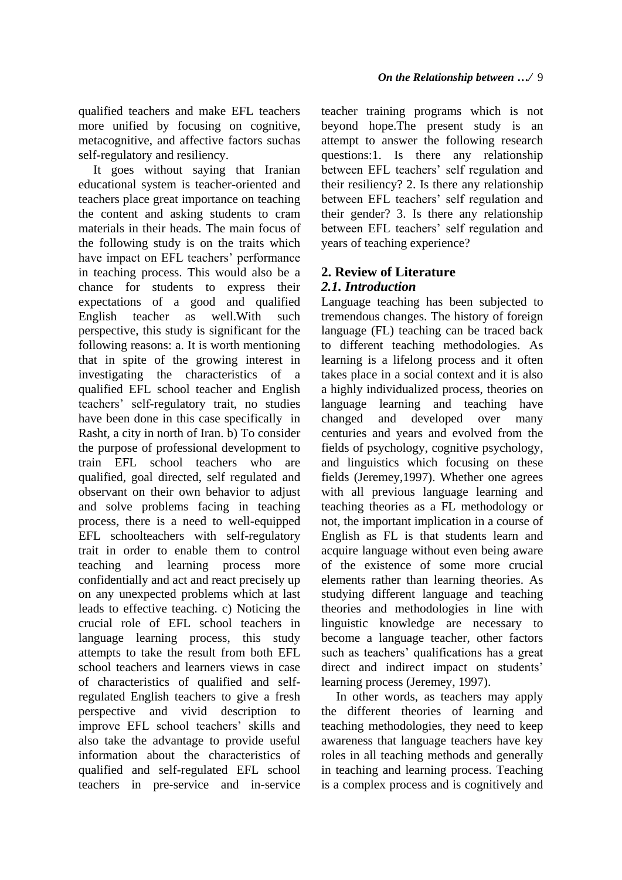qualified teachers and make EFL teachers more unified by focusing on cognitive, metacognitive, and affective factors suchas self-regulatory and resiliency.

It goes without saying that Iranian educational system is teacher-oriented and teachers place great importance on teaching the content and asking students to cram materials in their heads. The main focus of the following study is on the traits which have impact on EFL teachers' performance in teaching process. This would also be a chance for students to express their expectations of a good and qualified English teacher as well.With such perspective, this study is significant for the following reasons: a. It is worth mentioning that in spite of the growing interest in investigating the characteristics of a qualified EFL school teacher and English teachers' self-regulatory trait, no studies have been done in this case specifically in Rasht, a city in north of Iran. b) To consider the purpose of professional development to train EFL school teachers who are qualified, goal directed, self regulated and observant on their own behavior to adjust and solve problems facing in teaching process, there is a need to well-equipped EFL schoolteachers with self-regulatory trait in order to enable them to control teaching and learning process more confidentially and act and react precisely up on any unexpected problems which at last leads to effective teaching. c) Noticing the crucial role of EFL school teachers in language learning process, this study attempts to take the result from both EFL school teachers and learners views in case of characteristics of qualified and self-regulated English teachers to give a fresh perspective and vivid description to improve EFL school teachers' skills and also take the advantage to provide useful information about the characteristics of qualified and self-regulated EFL school teachers in pre-service and in-service teacher training programs which is not beyond hope.The present study is an attempt to answer the following research questions:1. Is there any relationship between EFL teachers' self regulation and their resiliency? 2. Is there any relationship between EFL teachers' self regulation and their gender? 3. Is there any relationship between EFL teachers' self regulation and years of teaching experience?

## 2. Review of Literature

### *2.1. Introduction*

Language teaching has been subjected to tremendous changes. The history of foreign language (FL) teaching can be traced back to different teaching methodologies. As learning is a lifelong process and it often takes place in a social context and it is also a highly individualized process, theories on language learning and teaching have changed and developed over many centuries and years and evolved from the fields of psychology, cognitive psychology, and linguistics which focusing on these fields (Jeremey,1997). Whether one agrees with all previous language learning and teaching theories as a FL methodology or not, the important implication in a course of English as FL is that students learn and acquire language without even being aware of the existence of some more crucial elements rather than learning theories. As studying different language and teaching theories and methodologies in line with linguistic knowledge are necessary to become a language teacher, other factors such as teachers' qualifications has a great direct and indirect impact on students' learning process (Jeremey, 1997).

In other words, as teachers may apply the different theories of learning and teaching methodologies, they need to keep awareness that language teachers have key roles in all teaching methods and generally in teaching and learning process. Teaching is a complex process and is cognitively and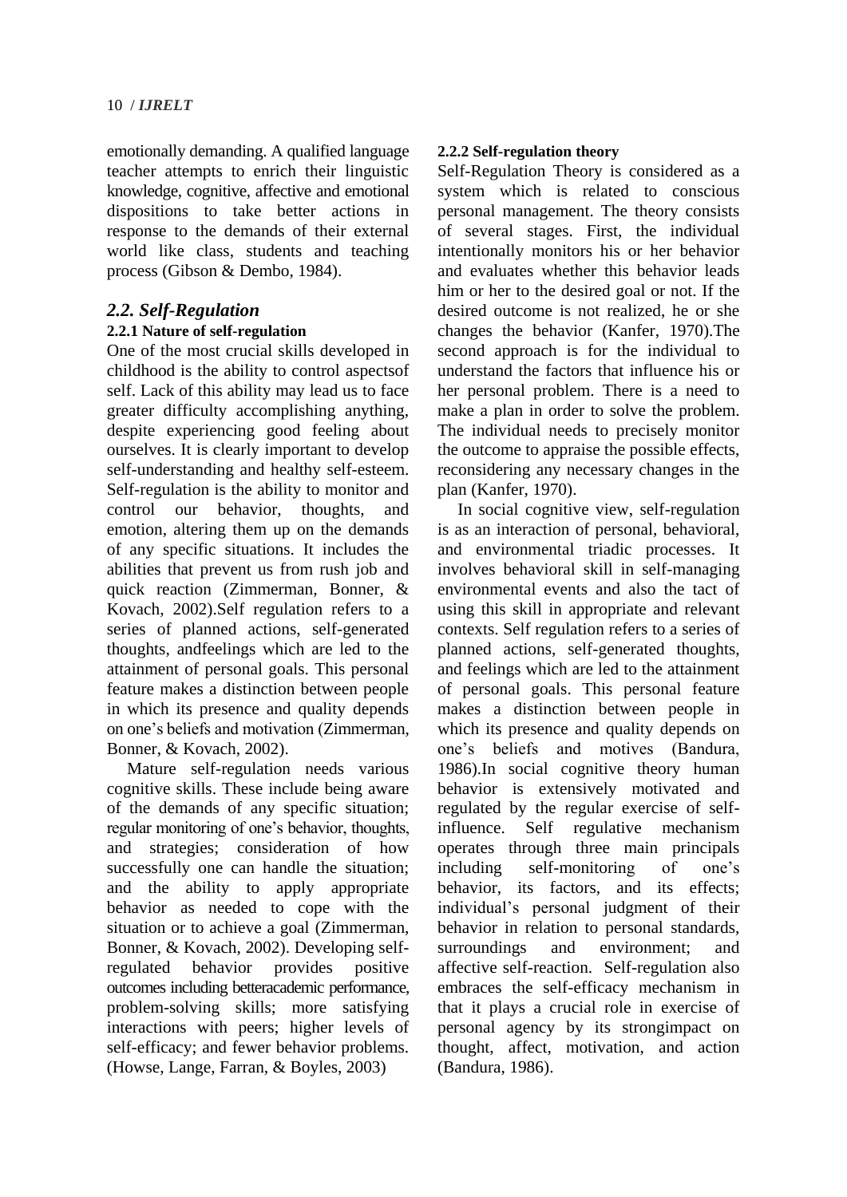emotionally demanding. A qualified language teacher attempts to enrich their linguistic knowledge, cognitive, affective and emotional dispositions to take better actions in response to the demands of their external world like class, students and teaching process (Gibson & Dembo, 1984).

## *2.2. Self-Regulation*

### 2.2.1 Nature of self-regulation

One of the most crucial skills developed in childhood is the ability to control aspectsof self. Lack of this ability may lead us to face greater difficulty accomplishing anything, despite experiencing good feeling about ourselves. It is clearly important to develop self-understanding and healthy self-esteem. Self-regulation is the ability to monitor and control our behavior, thoughts, and emotion, altering them up on the demands of any specific situations. It includes the abilities that prevent us from rush job and quick reaction (Zimmerman, Bonner, & Kovach, 2002).Self regulation refers to a series of planned actions, self-generated thoughts, andfeelings which are led to the attainment of personal goals. This personal feature makes a distinction between people in which its presence and quality depends on one's beliefs and motivation (Zimmerman, Bonner, & Kovach, 2002).

Mature self-regulation needs various cognitive skills. These include being aware of the demands of any specific situation; regular monitoring of one's behavior, thoughts, and strategies; consideration of how successfully one can handle the situation; and the ability to apply appropriate behavior as needed to cope with the situation or to achieve a goal (Zimmerman, Bonner, & Kovach, 2002). Developing self-regulated behavior provides positive outcomes including betteracademic performance, problem-solving skills; more satisfying interactions with peers; higher levels of self-efficacy; and fewer behavior problems. (Howse, Lange, Farran, & Boyles, 2003)

### 2.2.2 Self-regulation theory

Self-Regulation Theory is considered as a system which is related to conscious personal management. The theory consists of several stages. First, the individual intentionally monitors his or her behavior and evaluates whether this behavior leads him or her to the desired goal or not. If the desired outcome is not realized, he or she changes the behavior (Kanfer, 1970).The second approach is for the individual to understand the factors that influence his or her personal problem. There is a need to make a plan in order to solve the problem. The individual needs to precisely monitor the outcome to appraise the possible effects, reconsidering any necessary changes in the plan (Kanfer, 1970).

In social cognitive view, self-regulation is as an interaction of personal, behavioral, and environmental triadic processes. It involves behavioral skill in self-managing environmental events and also the tact of using this skill in appropriate and relevant contexts. Self regulation refers to a series of planned actions, self-generated thoughts, and feelings which are led to the attainment of personal goals. This personal feature makes a distinction between people in which its presence and quality depends on one's beliefs and motives (Bandura, 1986).In social cognitive theory human behavior is extensively motivated and regulated by the regular exercise of self-influence. Self regulative mechanism operates through three main principals including self-monitoring of one's behavior, its factors, and its effects; individual's personal judgment of their behavior in relation to personal standards, surroundings and environment; and affective self-reaction. Self-regulation also embraces the self-efficacy mechanism in that it plays a crucial role in exercise of personal agency by its strongimpact on thought, affect, motivation, and action (Bandura, 1986).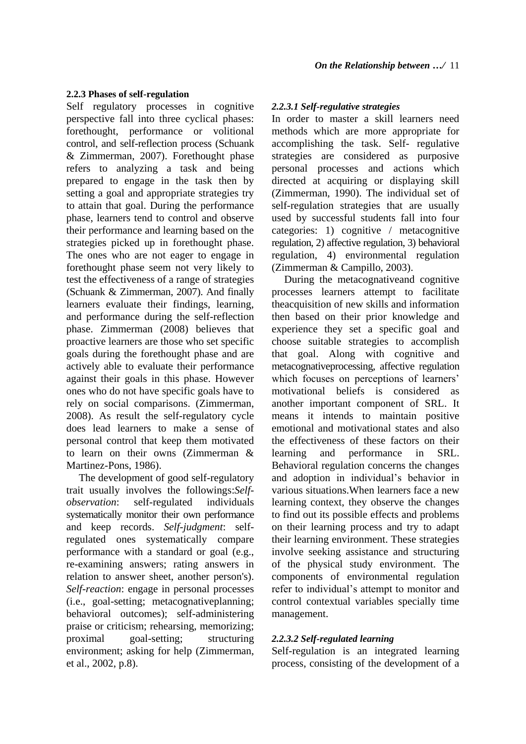### 2.2.3 Phases of self-regulation

Self regulatory processes in cognitive perspective fall into three cyclical phases: forethought, performance or volitional control, and self-reflection process (Schuank & Zimmerman, 2007). Forethought phase refers to analyzing a task and being prepared to engage in the task then by setting a goal and appropriate strategies try to attain that goal. During the performance phase, learners tend to control and observe their performance and learning based on the strategies picked up in forethought phase. The ones who are not eager to engage in forethought phase seem not very likely to test the effectiveness of a range of strategies (Schuank & Zimmerman, 2007). And finally learners evaluate their findings, learning, and performance during the self-reflection phase. Zimmerman (2008) believes that proactive learners are those who set specific goals during the forethought phase and are actively able to evaluate their performance against their goals in this phase. However ones who do not have specific goals have to rely on social comparisons. (Zimmerman, 2008). As result the self-regulatory cycle does lead learners to make a sense of personal control that keep them motivated to learn on their owns (Zimmerman & Martinez-Pons, 1986).

The development of good self-regulatory trait usually involves the followings:*Self-observation*: self-regulated individuals systematically monitor their own performance and keep records. *Self-judgment*: self-regulated ones systematically compare performance with a standard or goal (e.g., re-examining answers; rating answers in relation to answer sheet, another person's). *Self-reaction*: engage in personal processes (i.e., goal-setting; metacognativeplanning; behavioral outcomes); self-administering praise or criticism; rehearsing, memorizing; proximal goal-setting; structuring environment; asking for help (Zimmerman, et al., 2002, p.8).

#### *2.2.3.1 Self-regulative strategies*

In order to master a skill learners need methods which are more appropriate for accomplishing the task. Self- regulative strategies are considered as purposive personal processes and actions which directed at acquiring or displaying skill (Zimmerman, 1990). The individual set of self-regulation strategies that are usually used by successful students fall into four categories: 1) cognitive / metacognitive regulation, 2) affective regulation, 3) behavioral regulation, 4) environmental regulation (Zimmerman & Campillo, 2003).

During the metacognativeand cognitive processes learners attempt to facilitate theacquisition of new skills and information then based on their prior knowledge and experience they set a specific goal and choose suitable strategies to accomplish that goal. Along with cognitive and metacognativeprocessing, affective regulation which focuses on perceptions of learners' motivational beliefs is considered as another important component of SRL. It means it intends to maintain positive emotional and motivational states and also the effectiveness of these factors on their learning and performance in SRL. Behavioral regulation concerns the changes and adoption in individual's behavior in various situations.When learners face a new learning context, they observe the changes to find out its possible effects and problems on their learning process and try to adapt their learning environment. These strategies involve seeking assistance and structuring of the physical study environment. The components of environmental regulation refer to individual's attempt to monitor and control contextual variables specially time management.

#### *2.2.3.2 Self-regulated learning*

Self-regulation is an integrated learning process, consisting of the development of a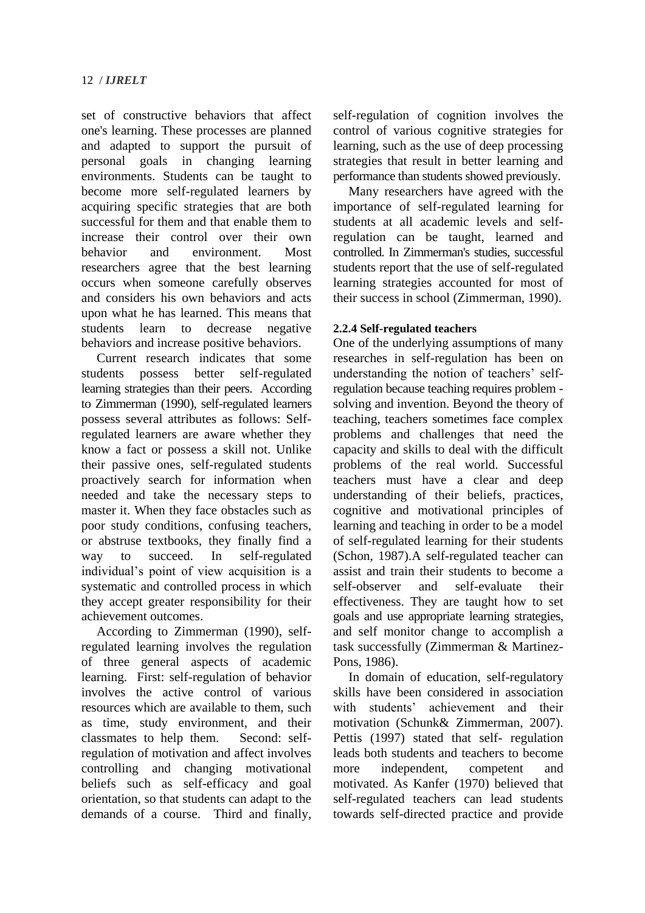set of constructive behaviors that affect one's learning. These processes are planned and adapted to support the pursuit of personal goals in changing learning environments. Students can be taught to become more self-regulated learners by acquiring specific strategies that are both successful for them and that enable them to increase their control over their own behavior and environment. Most researchers agree that the best learning occurs when someone carefully observes and considers his own behaviors and acts upon what he has learned. This means that students learn to decrease negative behaviors and increase positive behaviors.

Current research indicates that some students possess better self-regulated learning strategies than their peers. According to Zimmerman (1990), self-regulated learners possess several attributes as follows: Self-regulated learners are aware whether they know a fact or possess a skill not. Unlike their passive ones, self-regulated students proactively search for information when needed and take the necessary steps to master it. When they face obstacles such as poor study conditions, confusing teachers, or abstruse textbooks, they finally find a way to succeed. In self-regulated individual's point of view acquisition is a systematic and controlled process in which they accept greater responsibility for their achievement outcomes.

According to Zimmerman (1990), self-regulated learning involves the regulation of three general aspects of academic learning. First: self-regulation of behavior involves the active control of various resources which are available to them, such as time, study environment, and their classmates to help them. Second: self-regulation of motivation and affect involves controlling and changing motivational beliefs such as self-efficacy and goal orientation, so that students can adapt to the demands of a course. Third and finally, self-regulation of cognition involves the control of various cognitive strategies for learning, such as the use of deep processing strategies that result in better learning and performance than students showed previously.

Many researchers have agreed with the importance of self-regulated learning for students at all academic levels and self-regulation can be taught, learned and controlled. In Zimmerman's studies, successful students report that the use of self-regulated learning strategies accounted for most of their success in school (Zimmerman, 1990).

**2.2.4 Self-regulated teachers**

One of the underlying assumptions of many researches in self-regulation has been on understanding the notion of teachers' self-regulation because teaching requires problem - solving and invention. Beyond the theory of teaching, teachers sometimes face complex problems and challenges that need the capacity and skills to deal with the difficult problems of the real world. Successful teachers must have a clear and deep understanding of their beliefs, practices, cognitive and motivational principles of learning and teaching in order to be a model of self-regulated learning for their students (Schon, 1987).A self-regulated teacher can assist and train their students to become a self-observer and self-evaluate their effectiveness. They are taught how to set goals and use appropriate learning strategies, and self monitor change to accomplish a task successfully (Zimmerman & Martinez-Pons, 1986).

In domain of education, self-regulatory skills have been considered in association with students' achievement and their motivation (Schunk& Zimmerman, 2007). Pettis (1997) stated that self- regulation leads both students and teachers to become more independent, competent and motivated. As Kanfer (1970) believed that self-regulated teachers can lead students towards self-directed practice and provide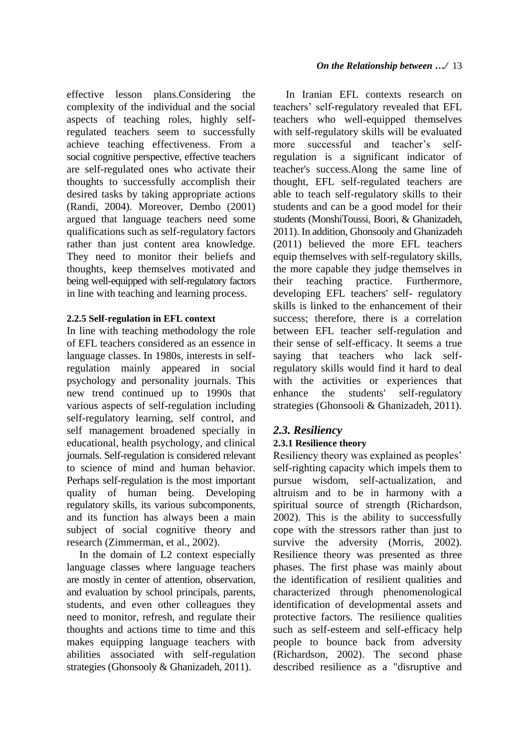effective lesson plans.Considering the complexity of the individual and the social aspects of teaching roles, highly self-regulated teachers seem to successfully achieve teaching effectiveness. From a social cognitive perspective, effective teachers are self-regulated ones who activate their thoughts to successfully accomplish their desired tasks by taking appropriate actions (Randi, 2004). Moreover, Dembo (2001) argued that language teachers need some qualifications such as self-regulatory factors rather than just content area knowledge. They need to monitor their beliefs and thoughts, keep themselves motivated and being well-equipped with self-regulatory factors in line with teaching and learning process.

#### 2.2.5 Self-regulation in EFL context

In line with teaching methodology the role of EFL teachers considered as an essence in language classes. In 1980s, interests in self-regulation mainly appeared in social psychology and personality journals. This new trend continued up to 1990s that various aspects of self-regulation including self-regulatory learning, self control, and self management broadened specially in educational, health psychology, and clinical journals. Self-regulation is considered relevant to science of mind and human behavior. Perhaps self-regulation is the most important quality of human being. Developing regulatory skills, its various subcomponents, and its function has always been a main subject of social cognitive theory and research (Zimmerman, et al., 2002).

In the domain of L2 context especially language classes where language teachers are mostly in center of attention, observation, and evaluation by school principals, parents, students, and even other colleagues they need to monitor, refresh, and regulate their thoughts and actions time to time and this makes equipping language teachers with abilities associated with self-regulation strategies (Ghonsooly & Ghanizadeh, 2011).

In Iranian EFL contexts research on teachers' self-regulatory revealed that EFL teachers who well-equipped themselves with self-regulatory skills will be evaluated more successful and teacher's self-regulation is a significant indicator of teacher's success.Along the same line of thought, EFL self-regulated teachers are able to teach self-regulatory skills to their students and can be a good model for their students (MonshiToussi, Boori, & Ghanizadeh, 2011). In addition, Ghonsooly and Ghanizadeh (2011) believed the more EFL teachers equip themselves with self-regulatory skills, the more capable they judge themselves in their teaching practice. Furthermore, developing EFL teachers' self- regulatory skills is linked to the enhancement of their success; therefore, there is a correlation between EFL teacher self-regulation and their sense of self-efficacy. It seems a true saying that teachers who lack self-regulatory skills would find it hard to deal with the activities or experiences that enhance the students' self-regulatory strategies (Ghonsooli & Ghanizadeh, 2011).

### *2.3. Resiliency*

#### 2.3.1 Resilience theory

Resiliency theory was explained as peoples' self-righting capacity which impels them to pursue wisdom, self-actualization, and altruism and to be in harmony with a spiritual source of strength (Richardson, 2002). This is the ability to successfully cope with the stressors rather than just to survive the adversity (Morris, 2002). Resilience theory was presented as three phases. The first phase was mainly about the identification of resilient qualities and characterized through phenomenological identification of developmental assets and protective factors. The resilience qualities such as self-esteem and self-efficacy help people to bounce back from adversity (Richardson, 2002). The second phase described resilience as a "disruptive and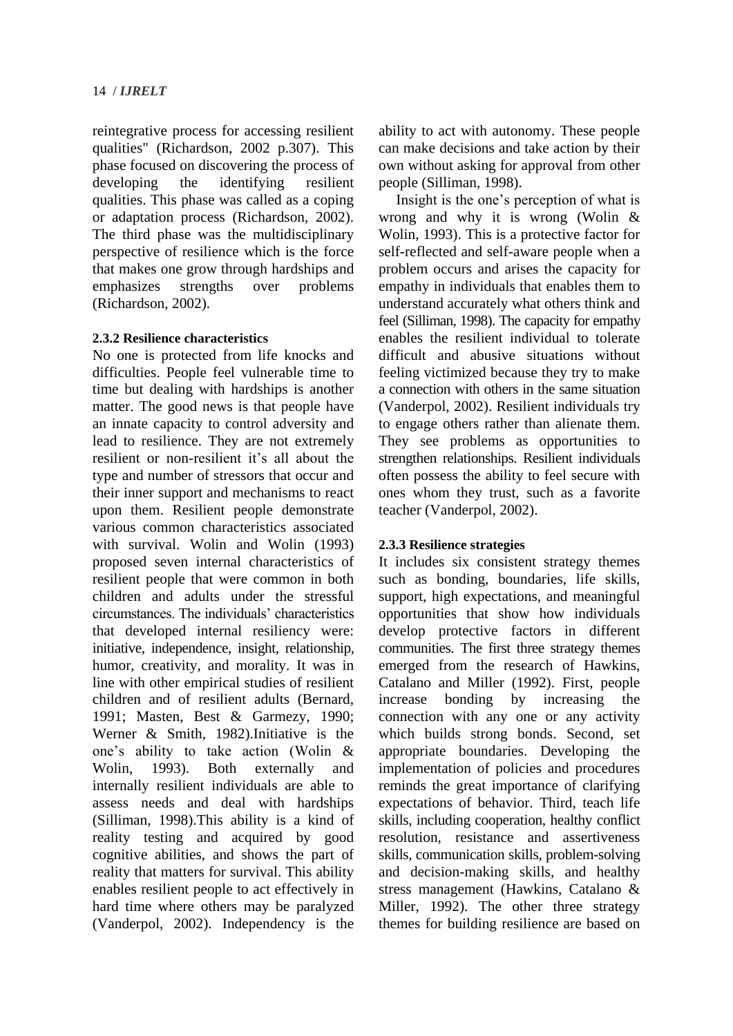reintegrative process for accessing resilient qualities" (Richardson, 2002 p.307). This phase focused on discovering the process of developing the identifying resilient qualities. This phase was called as a coping or adaptation process (Richardson, 2002). The third phase was the multidisciplinary perspective of resilience which is the force that makes one grow through hardships and emphasizes strengths over problems (Richardson, 2002).

### 2.3.2 Resilience characteristics

No one is protected from life knocks and difficulties. People feel vulnerable time to time but dealing with hardships is another matter. The good news is that people have an innate capacity to control adversity and lead to resilience. They are not extremely resilient or non-resilient it's all about the type and number of stressors that occur and their inner support and mechanisms to react upon them. Resilient people demonstrate various common characteristics associated with survival. Wolin and Wolin (1993) proposed seven internal characteristics of resilient people that were common in both children and adults under the stressful circumstances. The individuals' characteristics that developed internal resiliency were: initiative, independence, insight, relationship, humor, creativity, and morality. It was in line with other empirical studies of resilient children and of resilient adults (Bernard, 1991; Masten, Best & Garmezy, 1990; Werner & Smith, 1982).Initiative is the one's ability to take action (Wolin & Wolin, 1993). Both externally and internally resilient individuals are able to assess needs and deal with hardships (Silliman, 1998).This ability is a kind of reality testing and acquired by good cognitive abilities, and shows the part of reality that matters for survival. This ability enables resilient people to act effectively in hard time where others may be paralyzed (Vanderpol, 2002). Independency is the ability to act with autonomy. These people can make decisions and take action by their own without asking for approval from other people (Silliman, 1998).

Insight is the one's perception of what is wrong and why it is wrong (Wolin & Wolin, 1993). This is a protective factor for self-reflected and self-aware people when a problem occurs and arises the capacity for empathy in individuals that enables them to understand accurately what others think and feel (Silliman, 1998). The capacity for empathy enables the resilient individual to tolerate difficult and abusive situations without feeling victimized because they try to make a connection with others in the same situation (Vanderpol, 2002). Resilient individuals try to engage others rather than alienate them. They see problems as opportunities to strengthen relationships. Resilient individuals often possess the ability to feel secure with ones whom they trust, such as a favorite teacher (Vanderpol, 2002).

### 2.3.3 Resilience strategies

It includes six consistent strategy themes such as bonding, boundaries, life skills, support, high expectations, and meaningful opportunities that show how individuals develop protective factors in different communities. The first three strategy themes emerged from the research of Hawkins, Catalano and Miller (1992). First, people increase bonding by increasing the connection with any one or any activity which builds strong bonds. Second, set appropriate boundaries. Developing the implementation of policies and procedures reminds the great importance of clarifying expectations of behavior. Third, teach life skills, including cooperation, healthy conflict resolution, resistance and assertiveness skills, communication skills, problem-solving and decision-making skills, and healthy stress management (Hawkins, Catalano & Miller, 1992). The other three strategy themes for building resilience are based on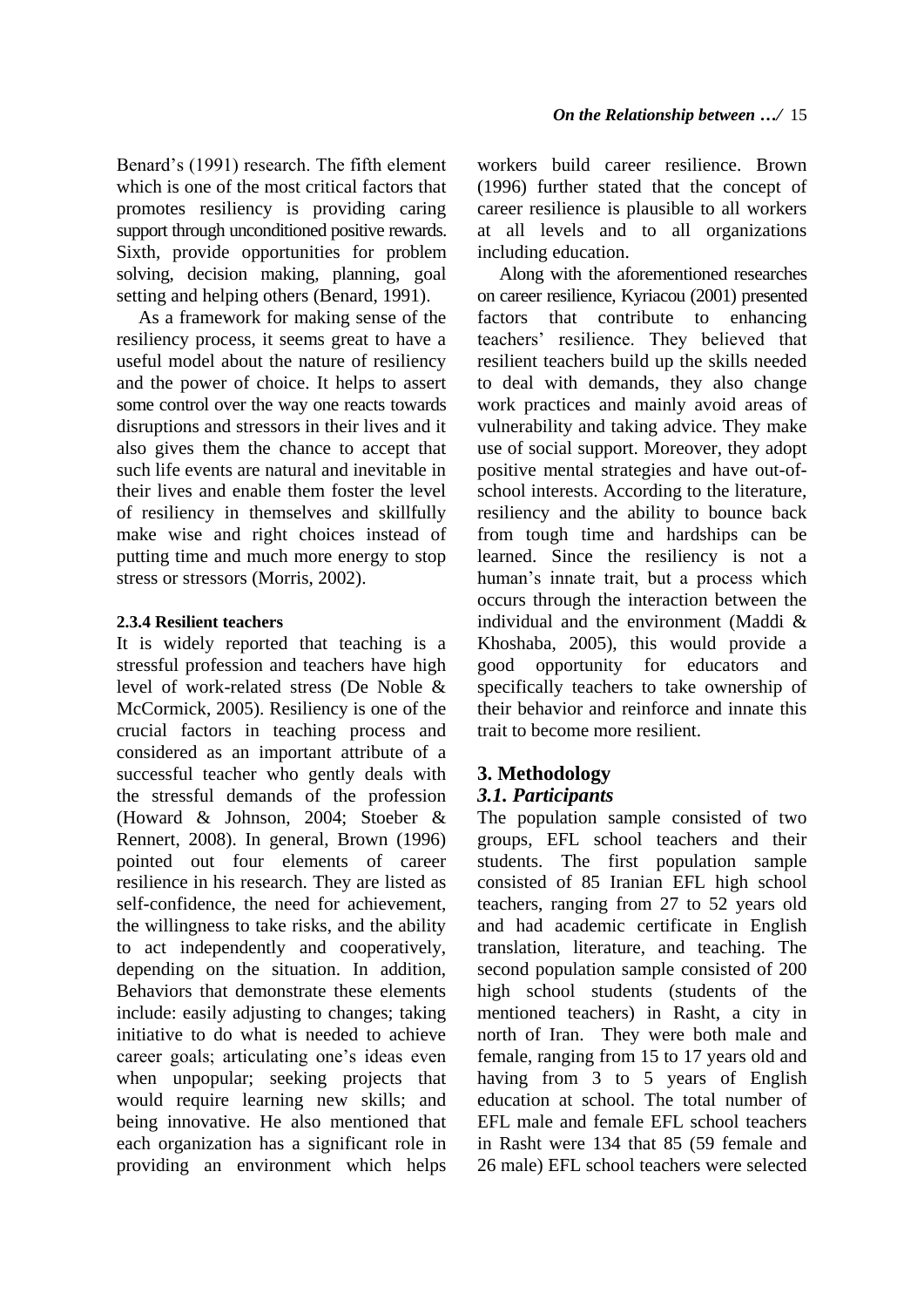Benard's (1991) research. The fifth element which is one of the most critical factors that promotes resiliency is providing caring support through unconditioned positive rewards. Sixth, provide opportunities for problem solving, decision making, planning, goal setting and helping others (Benard, 1991).

As a framework for making sense of the resiliency process, it seems great to have a useful model about the nature of resiliency and the power of choice. It helps to assert some control over the way one reacts towards disruptions and stressors in their lives and it also gives them the chance to accept that such life events are natural and inevitable in their lives and enable them foster the level of resiliency in themselves and skillfully make wise and right choices instead of putting time and much more energy to stop stress or stressors (Morris, 2002).

#### 2.3.4 Resilient teachers

It is widely reported that teaching is a stressful profession and teachers have high level of work-related stress (De Noble & McCormick, 2005). Resiliency is one of the crucial factors in teaching process and considered as an important attribute of a successful teacher who gently deals with the stressful demands of the profession (Howard & Johnson, 2004; Stoeber & Rennert, 2008). In general, Brown (1996) pointed out four elements of career resilience in his research. They are listed as self-confidence, the need for achievement, the willingness to take risks, and the ability to act independently and cooperatively, depending on the situation. In addition, Behaviors that demonstrate these elements include: easily adjusting to changes; taking initiative to do what is needed to achieve career goals; articulating one's ideas even when unpopular; seeking projects that would require learning new skills; and being innovative. He also mentioned that each organization has a significant role in providing an environment which helps workers build career resilience. Brown (1996) further stated that the concept of career resilience is plausible to all workers at all levels and to all organizations including education.

Along with the aforementioned researches on career resilience, Kyriacou (2001) presented factors that contribute to enhancing teachers' resilience. They believed that resilient teachers build up the skills needed to deal with demands, they also change work practices and mainly avoid areas of vulnerability and taking advice. They make use of social support. Moreover, they adopt positive mental strategies and have out-of-school interests. According to the literature, resiliency and the ability to bounce back from tough time and hardships can be learned. Since the resiliency is not a human's innate trait, but a process which occurs through the interaction between the individual and the environment (Maddi & Khoshaba, 2005), this would provide a good opportunity for educators and specifically teachers to take ownership of their behavior and reinforce and innate this trait to become more resilient.

## 3. Methodology

### *3.1. Participants*

The population sample consisted of two groups, EFL school teachers and their students. The first population sample consisted of 85 Iranian EFL high school teachers, ranging from 27 to 52 years old and had academic certificate in English translation, literature, and teaching. The second population sample consisted of 200 high school students (students of the mentioned teachers) in Rasht, a city in north of Iran. They were both male and female, ranging from 15 to 17 years old and having from 3 to 5 years of English education at school. The total number of EFL male and female EFL school teachers in Rasht were 134 that 85 (59 female and 26 male) EFL school teachers were selected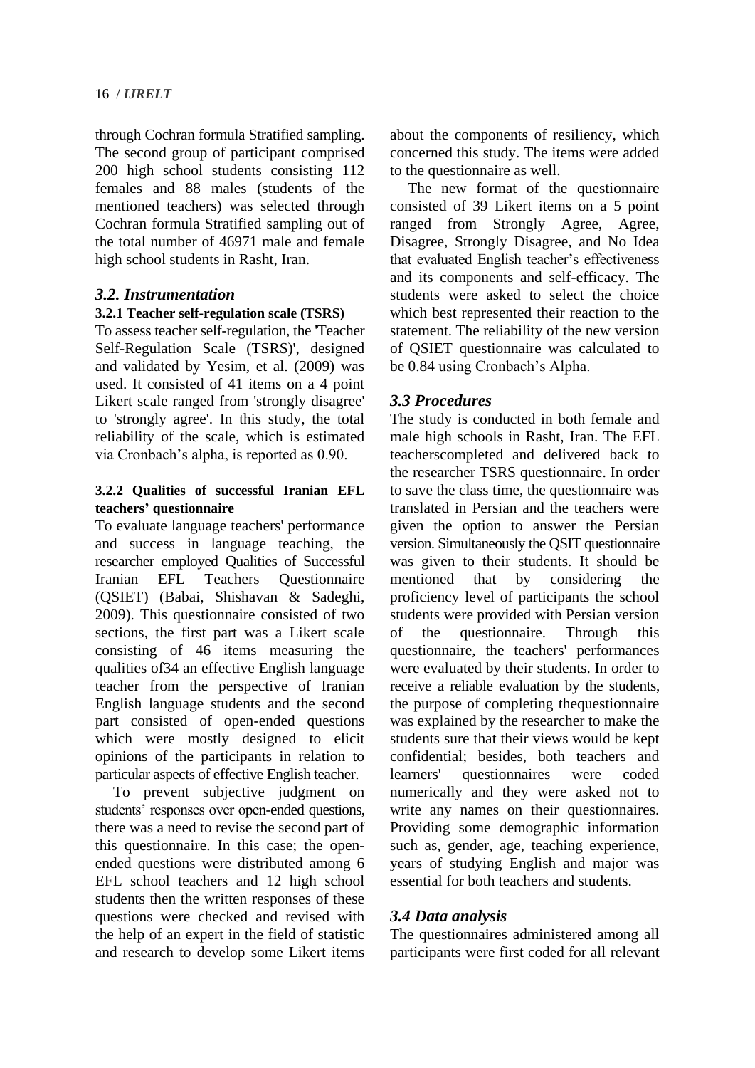through Cochran formula Stratified sampling. The second group of participant comprised 200 high school students consisting 112 females and 88 males (students of the mentioned teachers) was selected through Cochran formula Stratified sampling out of the total number of 46971 male and female high school students in Rasht, Iran.

## *3.2. Instrumentation*

### 3.2.1 Teacher self-regulation scale (TSRS)

To assess teacher self-regulation, the 'Teacher Self-Regulation Scale (TSRS)', designed and validated by Yesim, et al. (2009) was used. It consisted of 41 items on a 4 point Likert scale ranged from 'strongly disagree' to 'strongly agree'. In this study, the total reliability of the scale, which is estimated via Cronbach's alpha, is reported as 0.90.

### 3.2.2 Qualities of successful Iranian EFL teachers' questionnaire

To evaluate language teachers' performance and success in language teaching, the researcher employed Qualities of Successful Iranian EFL Teachers Questionnaire (QSIET) (Babai, Shishavan & Sadeghi, 2009). This questionnaire consisted of two sections, the first part was a Likert scale consisting of 46 items measuring the qualities of34 an effective English language teacher from the perspective of Iranian English language students and the second part consisted of open-ended questions which were mostly designed to elicit opinions of the participants in relation to particular aspects of effective English teacher.

To prevent subjective judgment on students' responses over open-ended questions, there was a need to revise the second part of this questionnaire. In this case; the open-ended questions were distributed among 6 EFL school teachers and 12 high school students then the written responses of these questions were checked and revised with the help of an expert in the field of statistic and research to develop some Likert items about the components of resiliency, which concerned this study. The items were added to the questionnaire as well.

The new format of the questionnaire consisted of 39 Likert items on a 5 point ranged from Strongly Agree, Agree, Disagree, Strongly Disagree, and No Idea that evaluated English teacher's effectiveness and its components and self-efficacy. The students were asked to select the choice which best represented their reaction to the statement. The reliability of the new version of QSIET questionnaire was calculated to be 0.84 using Cronbach's Alpha.

## *3.3 Procedures*

The study is conducted in both female and male high schools in Rasht, Iran. The EFL teacherscompleted and delivered back to the researcher TSRS questionnaire. In order to save the class time, the questionnaire was translated in Persian and the teachers were given the option to answer the Persian version. Simultaneously the QSIT questionnaire was given to their students. It should be mentioned that by considering the proficiency level of participants the school students were provided with Persian version of the questionnaire. Through this questionnaire, the teachers' performances were evaluated by their students. In order to receive a reliable evaluation by the students, the purpose of completing thequestionnaire was explained by the researcher to make the students sure that their views would be kept confidential; besides, both teachers and learners' questionnaires were coded numerically and they were asked not to write any names on their questionnaires. Providing some demographic information such as, gender, age, teaching experience, years of studying English and major was essential for both teachers and students.

## *3.4 Data analysis*

The questionnaires administered among all participants were first coded for all relevant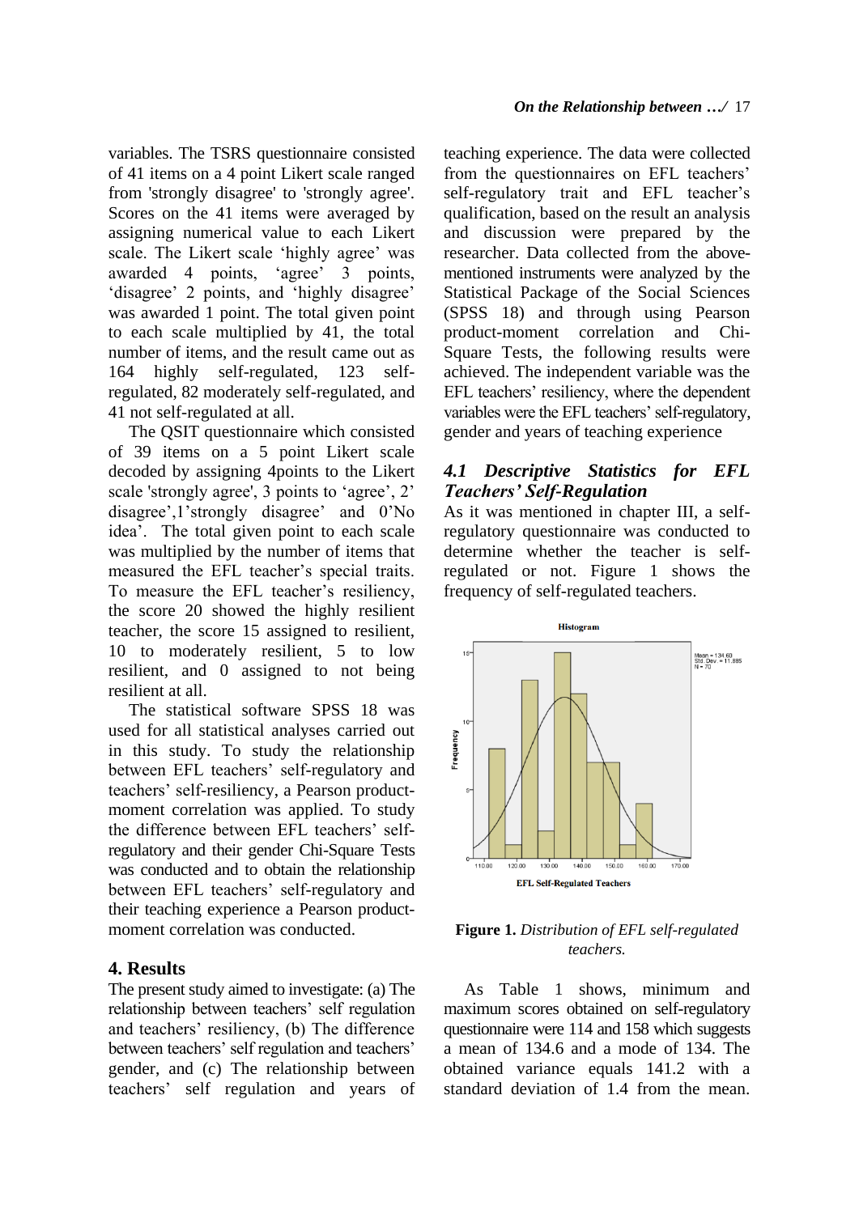variables. The TSRS questionnaire consisted of 41 items on a 4 point Likert scale ranged from 'strongly disagree' to 'strongly agree'. Scores on the 41 items were averaged by assigning numerical value to each Likert scale. The Likert scale 'highly agree' was awarded 4 points, 'agree' 3 points, 'disagree' 2 points, and 'highly disagree' was awarded 1 point. The total given point to each scale multiplied by 41, the total number of items, and the result came out as 164 highly self-regulated, 123 self-regulated, 82 moderately self-regulated, and 41 not self-regulated at all.

The QSIT questionnaire which consisted of 39 items on a 5 point Likert scale decoded by assigning 4points to the Likert scale 'strongly agree', 3 points to 'agree', 2' disagree',1'strongly disagree' and 0'No idea'. The total given point to each scale was multiplied by the number of items that measured the EFL teacher's special traits. To measure the EFL teacher's resiliency, the score 20 showed the highly resilient teacher, the score 15 assigned to resilient, 10 to moderately resilient, 5 to low resilient, and 0 assigned to not being resilient at all.

The statistical software SPSS 18 was used for all statistical analyses carried out in this study. To study the relationship between EFL teachers' self-regulatory and teachers' self-resiliency, a Pearson product-moment correlation was applied. To study the difference between EFL teachers' self-regulatory and their gender Chi-Square Tests was conducted and to obtain the relationship between EFL teachers' self-regulatory and their teaching experience a Pearson product-moment correlation was conducted.

## 4. Results

The present study aimed to investigate: (a) The relationship between teachers' self regulation and teachers' resiliency, (b) The difference between teachers' self regulation and teachers' gender, and (c) The relationship between teachers' self regulation and years of teaching experience. The data were collected from the questionnaires on EFL teachers' self-regulatory trait and EFL teacher's qualification, based on the result an analysis and discussion were prepared by the researcher. Data collected from the above-mentioned instruments were analyzed by the Statistical Package of the Social Sciences (SPSS 18) and through using Pearson product-moment correlation and Chi-Square Tests, the following results were achieved. The independent variable was the EFL teachers' resiliency, where the dependent variables were the EFL teachers' self-regulatory, gender and years of teaching experience

### *4.1 Descriptive Statistics for EFL Teachers' Self-Regulation*

As it was mentioned in chapter III, a self-regulatory questionnaire was conducted to determine whether the teacher is self-regulated or not. Figure 1 shows the frequency of self-regulated teachers.

**Figure 1.** *Distribution of EFL self-regulated teachers.*

As Table 1 shows, minimum and maximum scores obtained on self-regulatory questionnaire were 114 and 158 which suggests a mean of 134.6 and a mode of 134. The obtained variance equals 141.2 with a standard deviation of 1.4 from the mean.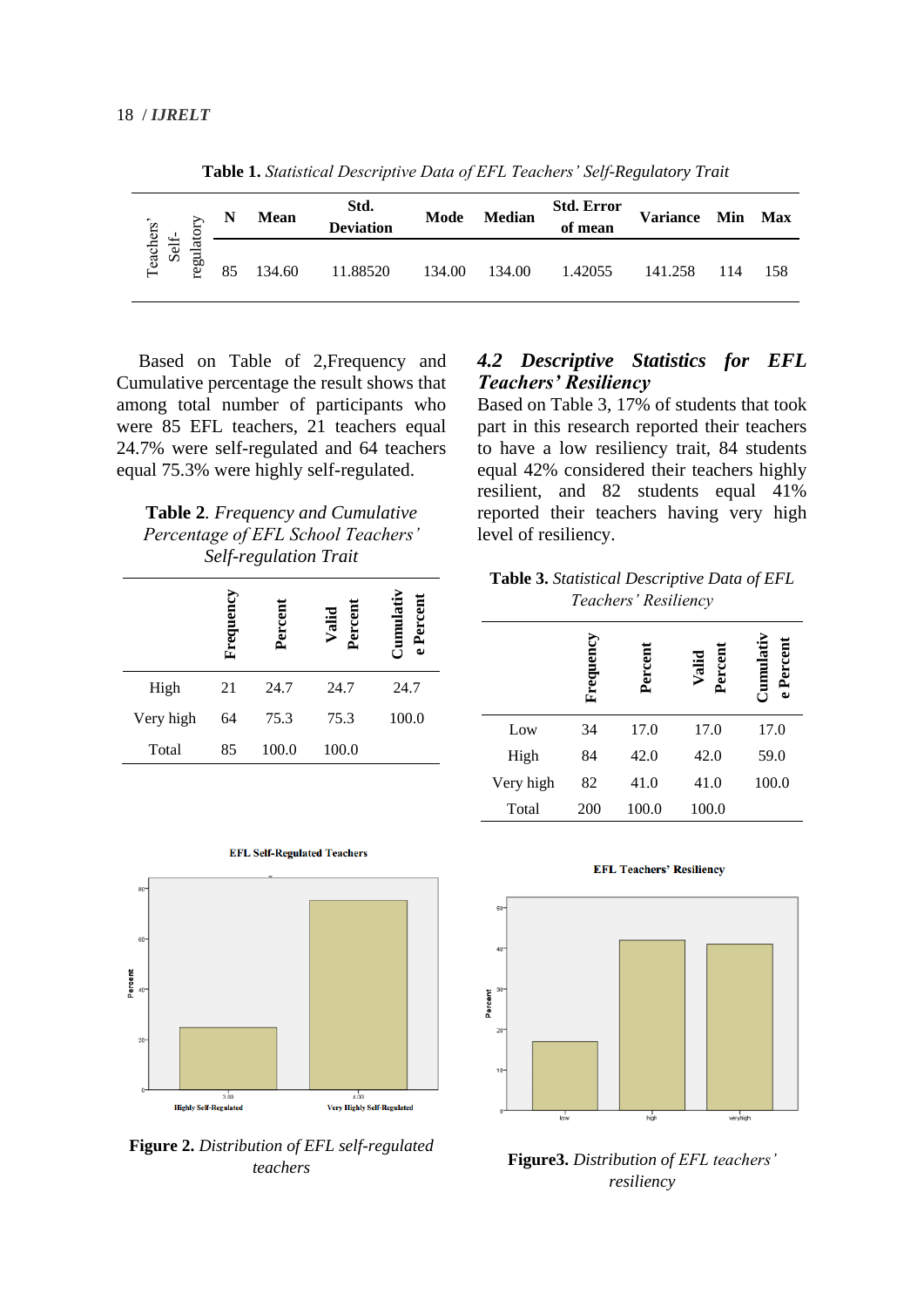**Table 1.** *Statistical Descriptive Data of EFL Teachers' Self-Regulatory Trait*

| | N | Mean | Std. Deviation | Mode | Median | Std. Error of mean | Variance | Min | Max |
|---|---|---|---|---|---|---|---|---|---|
| Teachers' Self-regulatory | 85 | 134.60 | 11.88520 | 134.00 | 134.00 | 1.42055 | 141.258 | 114 | 158 |

Based on Table of 2,Frequency and Cumulative percentage the result shows that among total number of participants who were 85 EFL teachers, 21 teachers equal 24.7% were self-regulated and 64 teachers equal 75.3% were highly self-regulated.

**Table 2**. *Frequency and Cumulative Percentage of EFL School Teachers' Self-regulation Trait*

| | Frequency | Percent | Valid Percent | Cumulative Percent |
|---|---|---|---|---|
| High | 21 | 24.7 | 24.7 | 24.7 |
| Very high | 64 | 75.3 | 75.3 | 100.0 |
| Total | 85 | 100.0 | 100.0 | |

**Figure 2.** *Distribution of EFL self-regulated teachers*

### *4.2 Descriptive Statistics for EFL Teachers' Resiliency*

Based on Table 3, 17% of students that took part in this research reported their teachers to have a low resiliency trait, 84 students equal 42% considered their teachers highly resilient, and 82 students equal 41% reported their teachers having very high level of resiliency.

**Table 3.** *Statistical Descriptive Data of EFL Teachers' Resiliency*

| | Frequency | Percent | Valid Percent | Cumulative Percent |
|---|---|---|---|---|
| Low | 34 | 17.0 | 17.0 | 17.0 |
| High | 84 | 42.0 | 42.0 | 59.0 |
| Very high | 82 | 41.0 | 41.0 | 100.0 |
| Total | 200 | 100.0 | 100.0 | |

**Figure3.** *Distribution of EFL teachers' resiliency*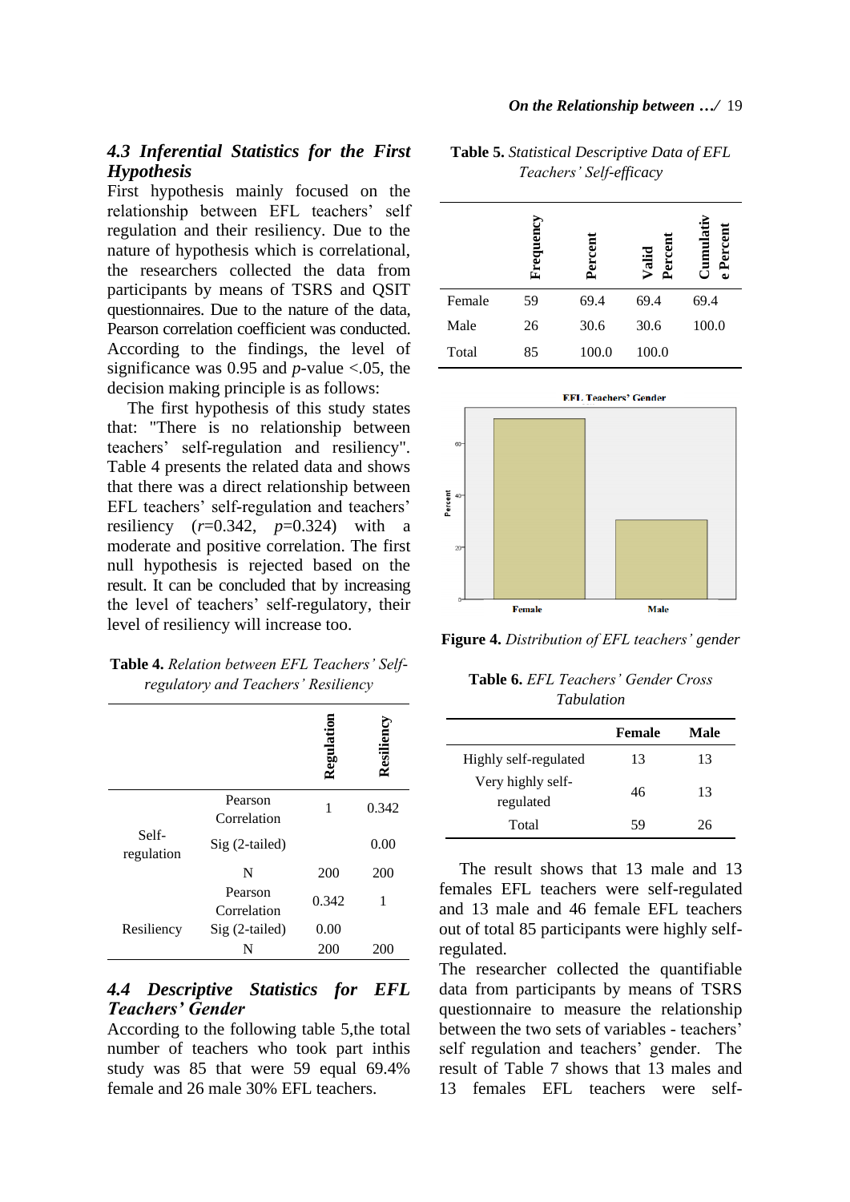## 4.3 Inferential Statistics for the First Hypothesis

First hypothesis mainly focused on the relationship between EFL teachers' self regulation and their resiliency. Due to the nature of hypothesis which is correlational, the researchers collected the data from participants by means of TSRS and QSIT questionnaires. Due to the nature of the data, Pearson correlation coefficient was conducted. According to the findings, the level of significance was 0.95 and $p$-value <.05, the decision making principle is as follows:

The first hypothesis of this study states that: "There is no relationship between teachers' self-regulation and resiliency". Table 4 presents the related data and shows that there was a direct relationship between EFL teachers' self-regulation and teachers' resiliency ($r$=0.342, $p$=0.324) with a moderate and positive correlation. The first null hypothesis is rejected based on the result. It can be concluded that by increasing the level of teachers' self-regulatory, their level of resiliency will increase too.

**Table 4.** *Relation between EFL Teachers' Self-regulatory and Teachers' Resiliency*

| | | Regulation | Resiliency |
|---|---|---|---|
| Self-regulation | Pearson Correlation | 1 | 0.342 |
| | Sig (2-tailed) | | 0.00 |
| | N | 200 | 200 |
| Resiliency | Pearson Correlation | 0.342 | 1 |
| | Sig (2-tailed) | 0.00 | |
| | N | 200 | 200 |

## 4.4 Descriptive Statistics for EFL Teachers' Gender

According to the following table 5,the total number of teachers who took part inthis study was 85 that were 59 equal 69.4% female and 26 male 30% EFL teachers.

**Table 5.** *Statistical Descriptive Data of EFL Teachers' Self-efficacy*

| | Frequency | Percent | Valid Percent | Cumulative Percent |
|---|---|---|---|---|
| Female | 59 | 69.4 | 69.4 | 69.4 |
| Male | 26 | 30.6 | 30.6 | 100.0 |
| Total | 85 | 100.0 | 100.0 | |

**Figure 4.** *Distribution of EFL teachers' gender*

**Table 6.** *EFL Teachers' Gender Cross Tabulation*

| | Female | Male |
|---|---|---|
| Highly self-regulated | 13 | 13 |
| Very highly self-regulated | 46 | 13 |
| Total | 59 | 26 |

The result shows that 13 male and 13 females EFL teachers were self-regulated and 13 male and 46 female EFL teachers out of total 85 participants were highly self-regulated.

The researcher collected the quantifiable data from participants by means of TSRS questionnaire to measure the relationship between the two sets of variables - teachers' self regulation and teachers' gender. The result of Table 7 shows that 13 males and 13 females EFL teachers were self-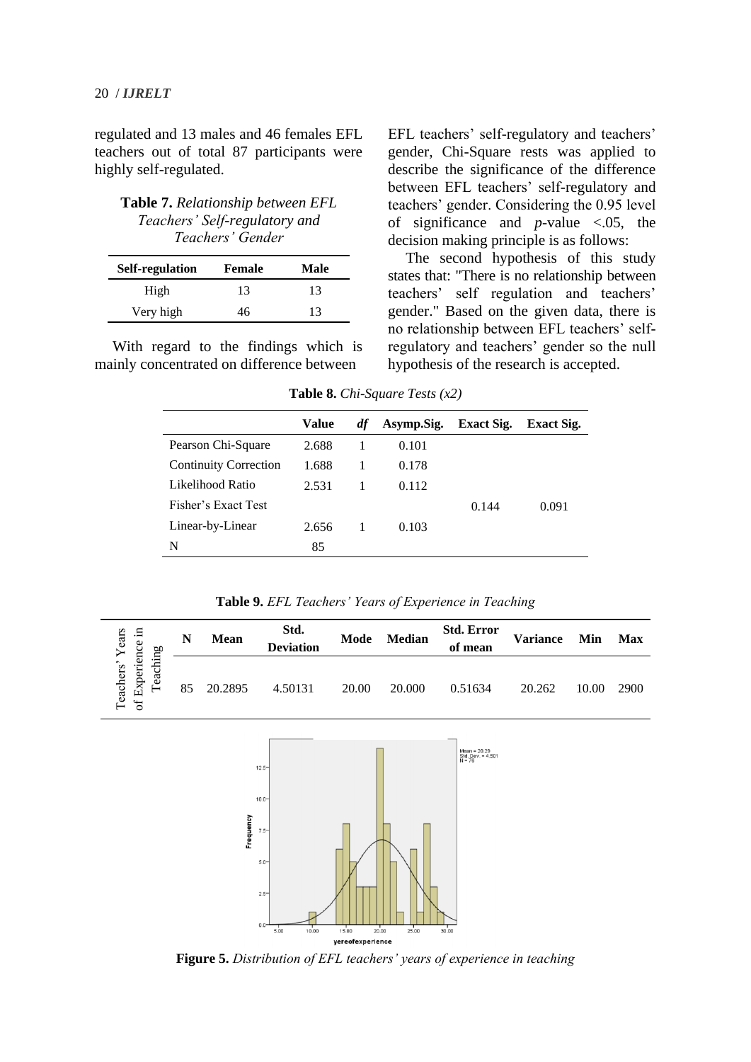regulated and 13 males and 46 females EFL teachers out of total 87 participants were highly self-regulated.

**Table 7.** *Relationship between EFL Teachers' Self-regulatory and Teachers' Gender*

| Self-regulation | Female | Male |
|---|---|---|
| High | 13 | 13 |
| Very high | 46 | 13 |

With regard to the findings which is mainly concentrated on difference between EFL teachers' self-regulatory and teachers' gender, Chi-Square rests was applied to describe the significance of the difference between EFL teachers' self-regulatory and teachers' gender. Considering the 0.95 level of significance and *p*-value <.05, the decision making principle is as follows:

The second hypothesis of this study states that: "There is no relationship between teachers' self regulation and teachers' gender." Based on the given data, there is no relationship between EFL teachers' self-regulatory and teachers' gender so the null hypothesis of the research is accepted.

**Table 8.** *Chi-Square Tests (x2)*

| | Value | *df* | Asymp.Sig. | Exact Sig. | Exact Sig. |
|---|---|---|---|---|---|
| Pearson Chi-Square | 2.688 | 1 | 0.101 | | |
| Continuity Correction | 1.688 | 1 | 0.178 | | |
| Likelihood Ratio | 2.531 | 1 | 0.112 | | |
| Fisher's Exact Test | | | | 0.144 | 0.091 |
| Linear-by-Linear | 2.656 | 1 | 0.103 | | |
| N | 85 | | | | |

**Table 9.** *EFL Teachers' Years of Experience in Teaching*

| | N | Mean | Std. Deviation | Mode | Median | Std. Error of mean | Variance | Min | Max |
|---|---|---|---|---|---|---|---|---|---|
| Teachers' Years of Experience in Teaching | 85 | 20.2895 | 4.50131 | 20.00 | 20.000 | 0.51634 | 20.262 | 10.00 | 2900 |

**Figure 5.** *Distribution of EFL teachers' years of experience in teaching*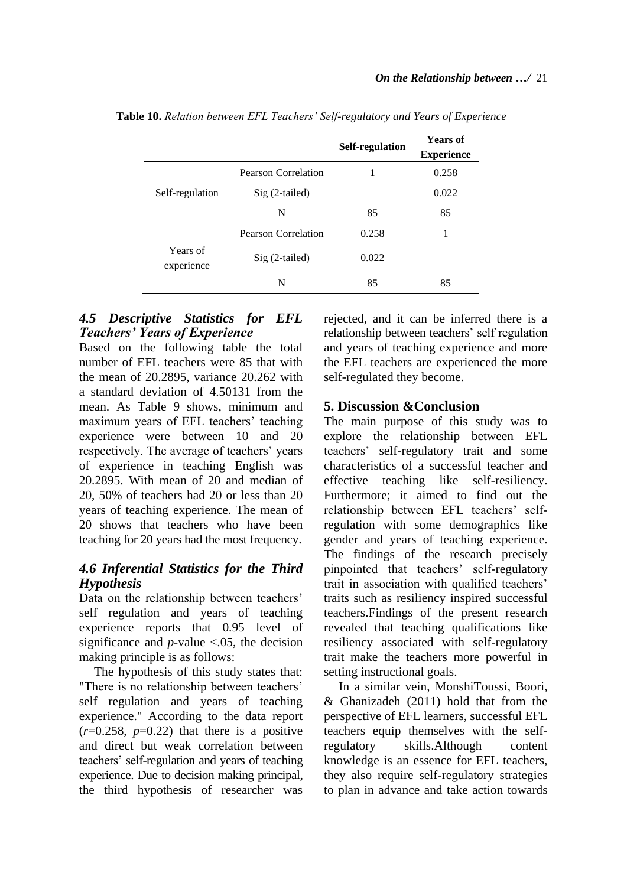**Table 10.** *Relation between EFL Teachers' Self-regulatory and Years of Experience*

| | | Self-regulation | Years of Experience |
|---|---|---|---|
| Self-regulation | Pearson Correlation | 1 | 0.258 |
| | Sig (2-tailed) | | 0.022 |
| | N | 85 | 85 |
| Years of experience | Pearson Correlation | 0.258 | 1 |
| | Sig (2-tailed) | 0.022 | |
| | N | 85 | 85 |

### *4.5 Descriptive Statistics for EFL Teachers' Years of Experience*

Based on the following table the total number of EFL teachers were 85 that with the mean of 20.2895, variance 20.262 with a standard deviation of 4.50131 from the mean. As Table 9 shows, minimum and maximum years of EFL teachers' teaching experience were between 10 and 20 respectively. The average of teachers' years of experience in teaching English was 20.2895. With mean of 20 and median of 20, 50% of teachers had 20 or less than 20 years of teaching experience. The mean of 20 shows that teachers who have been teaching for 20 years had the most frequency.

### *4.6 Inferential Statistics for the Third Hypothesis*

Data on the relationship between teachers' self regulation and years of teaching experience reports that 0.95 level of significance and *p*-value <.05, the decision making principle is as follows:

The hypothesis of this study states that: "There is no relationship between teachers' self regulation and years of teaching experience." According to the data report ($r$=0.258, $p$=0.22) that there is a positive and direct but weak correlation between teachers' self-regulation and years of teaching experience. Due to decision making principal, the third hypothesis of researcher was rejected, and it can be inferred there is a relationship between teachers' self regulation and years of teaching experience and more the EFL teachers are experienced the more self-regulated they become.

## 5. Discussion &Conclusion

The main purpose of this study was to explore the relationship between EFL teachers' self-regulatory trait and some characteristics of a successful teacher and effective teaching like self-resiliency. Furthermore; it aimed to find out the relationship between EFL teachers' self-regulation with some demographics like gender and years of teaching experience. The findings of the research precisely pinpointed that teachers' self-regulatory trait in association with qualified teachers' traits such as resiliency inspired successful teachers.Findings of the present research revealed that teaching qualifications like resiliency associated with self-regulatory trait make the teachers more powerful in setting instructional goals.

In a similar vein, MonshiToussi, Boori, & Ghanizadeh (2011) hold that from the perspective of EFL learners, successful EFL teachers equip themselves with the self-regulatory skills.Although content knowledge is an essence for EFL teachers, they also require self-regulatory strategies to plan in advance and take action towards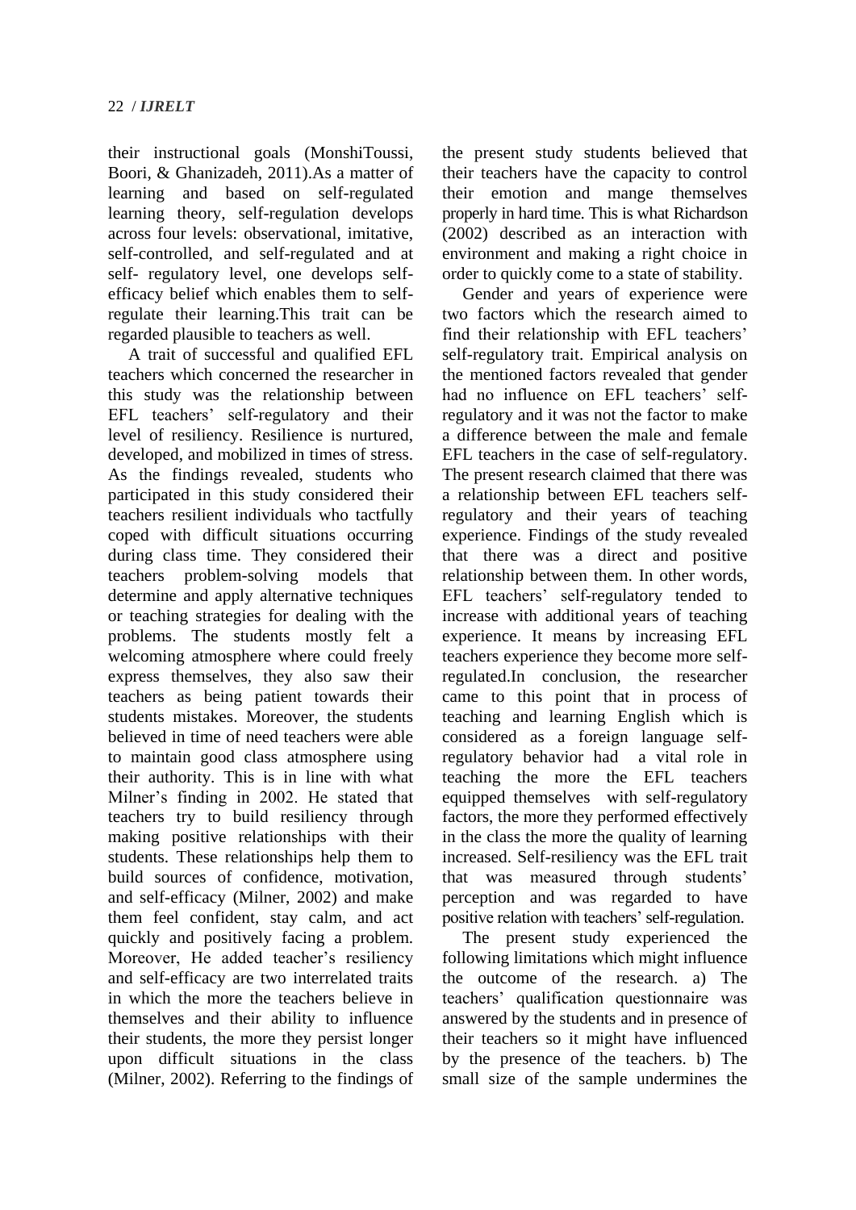their instructional goals (MonshiToussi, Boori, & Ghanizadeh, 2011).As a matter of learning and based on self-regulated learning theory, self-regulation develops across four levels: observational, imitative, self-controlled, and self-regulated and at self- regulatory level, one develops self-efficacy belief which enables them to self-regulate their learning.This trait can be regarded plausible to teachers as well.

A trait of successful and qualified EFL teachers which concerned the researcher in this study was the relationship between EFL teachers' self-regulatory and their level of resiliency. Resilience is nurtured, developed, and mobilized in times of stress. As the findings revealed, students who participated in this study considered their teachers resilient individuals who tactfully coped with difficult situations occurring during class time. They considered their teachers problem-solving models that determine and apply alternative techniques or teaching strategies for dealing with the problems. The students mostly felt a welcoming atmosphere where could freely express themselves, they also saw their teachers as being patient towards their students mistakes. Moreover, the students believed in time of need teachers were able to maintain good class atmosphere using their authority. This is in line with what Milner's finding in 2002. He stated that teachers try to build resiliency through making positive relationships with their students. These relationships help them to build sources of confidence, motivation, and self-efficacy (Milner, 2002) and make them feel confident, stay calm, and act quickly and positively facing a problem. Moreover, He added teacher's resiliency and self-efficacy are two interrelated traits in which the more the teachers believe in themselves and their ability to influence their students, the more they persist longer upon difficult situations in the class (Milner, 2002). Referring to the findings of the present study students believed that their teachers have the capacity to control their emotion and mange themselves properly in hard time. This is what Richardson (2002) described as an interaction with environment and making a right choice in order to quickly come to a state of stability.

Gender and years of experience were two factors which the research aimed to find their relationship with EFL teachers' self-regulatory trait. Empirical analysis on the mentioned factors revealed that gender had no influence on EFL teachers' self-regulatory and it was not the factor to make a difference between the male and female EFL teachers in the case of self-regulatory. The present research claimed that there was a relationship between EFL teachers self-regulatory and their years of teaching experience. Findings of the study revealed that there was a direct and positive relationship between them. In other words, EFL teachers' self-regulatory tended to increase with additional years of teaching experience. It means by increasing EFL teachers experience they become more self-regulated.In conclusion, the researcher came to this point that in process of teaching and learning English which is considered as a foreign language self-regulatory behavior had a vital role in teaching the more the EFL teachers equipped themselves with self-regulatory factors, the more they performed effectively in the class the more the quality of learning increased. Self-resiliency was the EFL trait that was measured through students' perception and was regarded to have positive relation with teachers' self-regulation.

The present study experienced the following limitations which might influence the outcome of the research. a) The teachers' qualification questionnaire was answered by the students and in presence of their teachers so it might have influenced by the presence of the teachers. b) The small size of the sample undermines the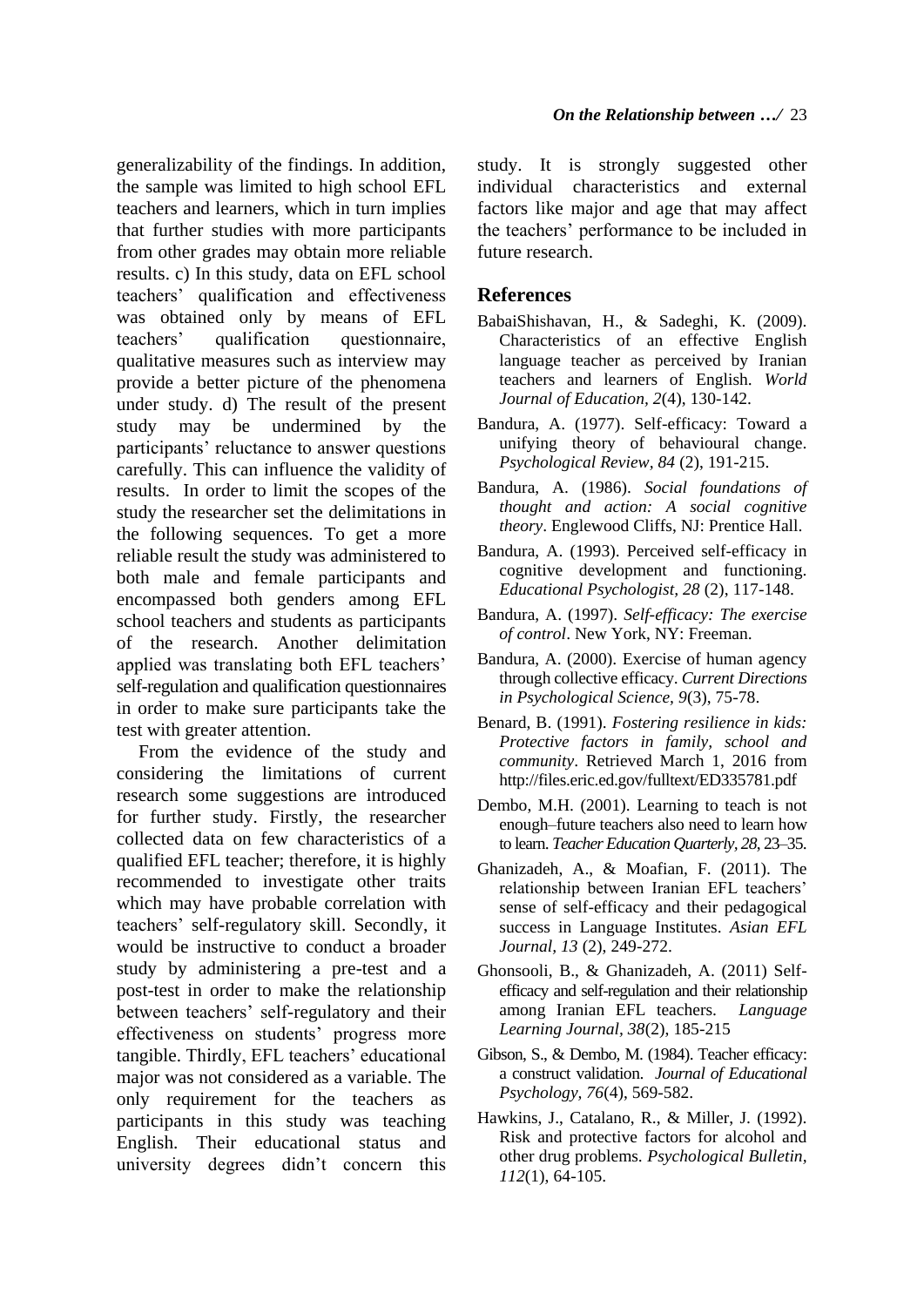generalizability of the findings. In addition, the sample was limited to high school EFL teachers and learners, which in turn implies that further studies with more participants from other grades may obtain more reliable results. c) In this study, data on EFL school teachers' qualification and effectiveness was obtained only by means of EFL teachers' qualification questionnaire, qualitative measures such as interview may provide a better picture of the phenomena under study. d) The result of the present study may be undermined by the participants' reluctance to answer questions carefully. This can influence the validity of results. In order to limit the scopes of the study the researcher set the delimitations in the following sequences. To get a more reliable result the study was administered to both male and female participants and encompassed both genders among EFL school teachers and students as participants of the research. Another delimitation applied was translating both EFL teachers' self-regulation and qualification questionnaires in order to make sure participants take the test with greater attention.

From the evidence of the study and considering the limitations of current research some suggestions are introduced for further study. Firstly, the researcher collected data on few characteristics of a qualified EFL teacher; therefore, it is highly recommended to investigate other traits which may have probable correlation with teachers' self-regulatory skill. Secondly, it would be instructive to conduct a broader study by administering a pre-test and a post-test in order to make the relationship between teachers' self-regulatory and their effectiveness on students' progress more tangible. Thirdly, EFL teachers' educational major was not considered as a variable. The only requirement for the teachers as participants in this study was teaching English. Their educational status and university degrees didn't concern this study. It is strongly suggested other individual characteristics and external factors like major and age that may affect the teachers' performance to be included in future research.

## References

BabaiShishavan, H., & Sadeghi, K. (2009). Characteristics of an effective English language teacher as perceived by Iranian teachers and learners of English. *World Journal of Education, 2*(4), 130-142.

Bandura, A. (1977). Self-efficacy: Toward a unifying theory of behavioural change. *Psychological Review, 84* (2), 191-215.

Bandura, A. (1986). *Social foundations of thought and action: A social cognitive theory*. Englewood Cliffs, NJ: Prentice Hall.

Bandura, A. (1993). Perceived self-efficacy in cognitive development and functioning. *Educational Psychologist, 28* (2), 117-148.

Bandura, A. (1997). *Self-efficacy: The exercise of control*. New York, NY: Freeman.

Bandura, A. (2000). Exercise of human agency through collective efficacy. *Current Directions in Psychological Science, 9*(3), 75-78.

Benard, B. (1991). *Fostering resilience in kids: Protective factors in family, school and community*. Retrieved March 1, 2016 from http://files.eric.ed.gov/fulltext/ED335781.pdf

Dembo, M.H. (2001). Learning to teach is not enough–future teachers also need to learn how to learn. *Teacher Education Quarterly, 28*, 23–35.

Ghanizadeh, A., & Moafian, F. (2011). The relationship between Iranian EFL teachers' sense of self-efficacy and their pedagogical success in Language Institutes. *Asian EFL Journal, 13* (2), 249-272.

Ghonsooli, B., & Ghanizadeh, A. (2011) Self-efficacy and self-regulation and their relationship among Iranian EFL teachers. *Language Learning Journal, 38*(2), 185-215

Gibson, S., & Dembo, M. (1984). Teacher efficacy: a construct validation. *Journal of Educational Psychology, 76*(4), 569-582.

Hawkins, J., Catalano, R., & Miller, J. (1992). Risk and protective factors for alcohol and other drug problems. *Psychological Bulletin, 112*(1), 64-105.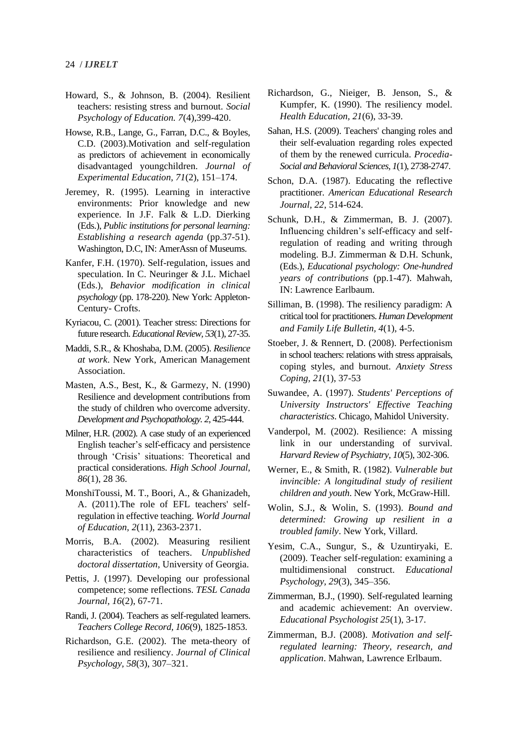Howard, S., & Johnson, B. (2004). Resilient teachers: resisting stress and burnout. *Social Psychology of Education. 7*(4),399-420.

Howse, R.B., Lange, G., Farran, D.C., & Boyles, C.D. (2003).Motivation and self-regulation as predictors of achievement in economically disadvantaged youngchildren. *Journal of Experimental Education, 71*(2), 151–174.

Jeremey, R. (1995). Learning in interactive environments: Prior knowledge and new experience. In J.F. Falk & L.D. Dierking (Eds.), *Public institutions for personal learning: Establishing a research agenda* (pp.37-51). Washington, D.C, IN: AmerAssn of Museums.

Kanfer, F.H. (1970). Self-regulation, issues and speculation. In C. Neuringer & J.L. Michael (Eds.), *Behavior modification in clinical psychology* (pp. 178-220). New York: Appleton-Century- Crofts.

Kyriacou, C. (2001). Teacher stress: Directions for future research. *Educational Review*, *53*(1), 27-35.

Maddi, S.R., & Khoshaba, D.M. (2005). *Resilience at work*. New York, American Management Association.

Masten, A.S., Best, K., & Garmezy, N. (1990) Resilience and development contributions from the study of children who overcome adversity. *Development and Psychopathology. 2*, 425-444.

Milner, H.R. (2002). A case study of an experienced English teacher's self-efficacy and persistence through 'Crisis' situations: Theoretical and practical considerations. *High School Journal, 86*(1), 28 36.

MonshiToussi, M. T., Boori, A., & Ghanizadeh, A. (2011).The role of EFL teachers' self-regulation in effective teaching. *World Journal of Education, 2*(11), 2363-2371.

Morris, B.A. (2002). Measuring resilient characteristics of teachers. *Unpublished doctoral dissertation*, University of Georgia.

Pettis, J. (1997). Developing our professional competence; some reflections. *TESL Canada Journal*, *16*(2), 67-71.

Randi, J. (2004). Teachers as self-regulated learners. *Teachers College Record, 106*(9), 1825-1853.

Richardson, G.E. (2002). The meta-theory of resilience and resiliency. *Journal of Clinical Psychology, 58*(3), 307–321.

Richardson, G., Nieiger, B. Jenson, S., & Kumpfer, K. (1990). The resiliency model. *Health Education, 21*(6), 33-39.

Sahan, H.S. (2009). Teachers' changing roles and their self-evaluation regarding roles expected of them by the renewed curricula. *Procedia-Social and Behavioral Sciences, 1*(1), 2738-2747.

Schon, D.A. (1987). Educating the reflective practitioner. *American Educational Research Journal, 22*, 514-624.

Schunk, D.H., & Zimmerman, B. J. (2007). Influencing children's self-efficacy and self-regulation of reading and writing through modeling. B.J. Zimmerman & D.H. Schunk, (Eds.), *Educational psychology: One-hundred years of contributions* (pp.1-47). Mahwah, IN: Lawrence Earlbaum.

Silliman, B. (1998). The resiliency paradigm: A critical tool for practitioners. *Human Development and Family Life Bulletin, 4*(1), 4-5.

Stoeber, J. & Rennert, D. (2008). Perfectionism in school teachers: relations with stress appraisals, coping styles, and burnout. *Anxiety Stress Coping, 21*(1), 37-53

Suwandee, A. (1997). *Students' Perceptions of University Instructors' Effective Teaching characteristics*. Chicago, Mahidol University.

Vanderpol, M. (2002). Resilience: A missing link in our understanding of survival. *Harvard Review of Psychiatry, 10*(5), 302-306.

Werner, E., & Smith, R. (1982). *Vulnerable but invincible: A longitudinal study of resilient children and youth*. New York, McGraw-Hill.

Wolin, S.J., & Wolin, S. (1993). *Bound and determined: Growing up resilient in a troubled family*. New York, Villard.

Yesim, C.A., Sungur, S., & Uzuntiryaki, E. (2009). Teacher self-regulation: examining a multidimensional construct. *Educational Psychology, 29*(3), 345–356.

Zimmerman, B.J., (1990). Self-regulated learning and academic achievement: An overview. *Educational Psychologist 25*(1), 3-17.

Zimmerman, B.J. (2008). *Motivation and self-regulated learning: Theory, research, and application*. Mahwan, Lawrence Erlbaum.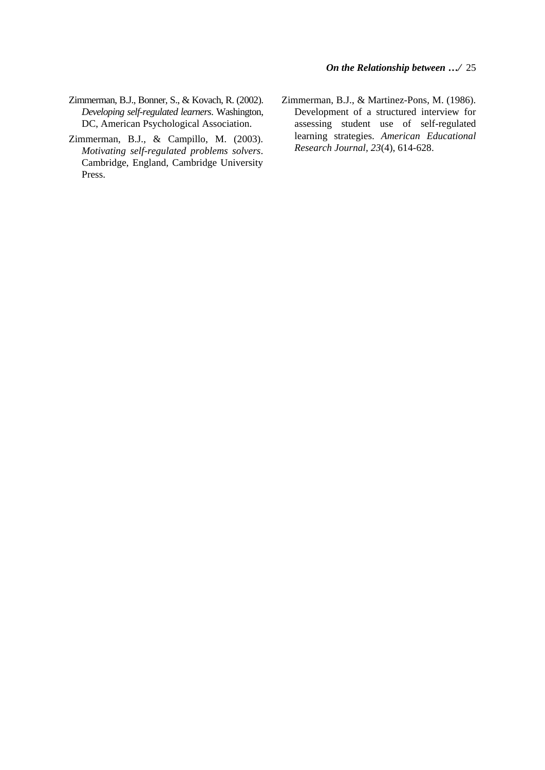Zimmerman, B.J., Bonner, S., & Kovach, R. (2002). *Developing self-regulated learners*. Washington, DC, American Psychological Association.

Zimmerman, B.J., & Campillo, M. (2003). *Motivating self-regulated problems solvers*. Cambridge, England, Cambridge University Press.

Zimmerman, B.J., & Martinez-Pons, M. (1986). Development of a structured interview for assessing student use of self-regulated learning strategies. *American Educational Research Journal, 23*(4), 614-628.